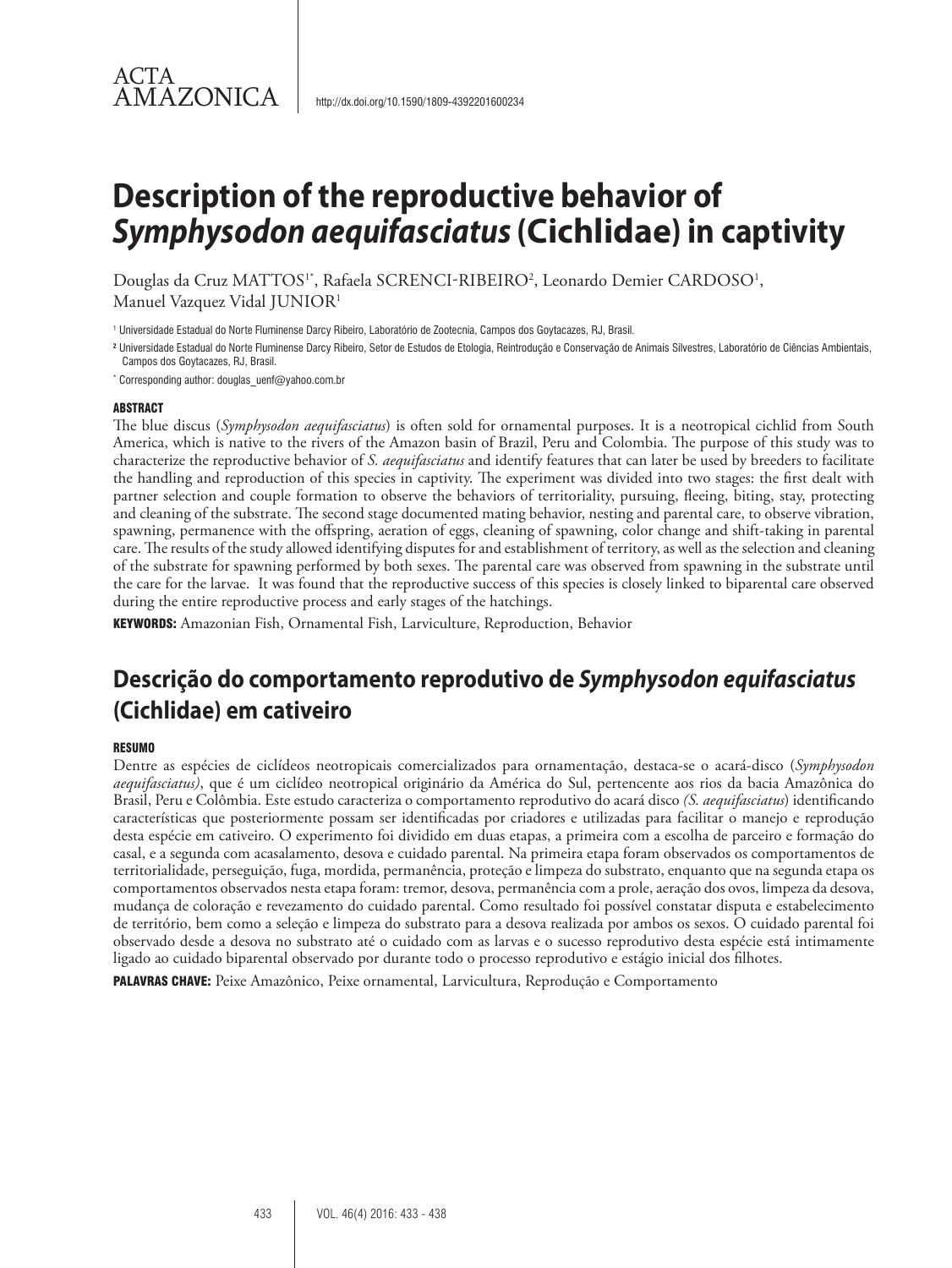ACTA AMAZONICA

http://dx.doi.org/10.1590/1809-4392201600234

# Description of the reproductive behavior of *Symphysodon aequifasciatus* (Cichlidae) in captivity

Douglas da Cruz MATTOS[1*], Rafaela SCRENCI-RIBEIRO[2], Leonardo Demier CARDOSO[1], Manuel Vazquez Vidal JUNIOR[1]

[1] Universidade Estadual do Norte Fluminense Darcy Ribeiro, Laboratório de Zootecnia, Campos dos Goytacazes, RJ, Brasil.

[2] Universidade Estadual do Norte Fluminense Darcy Ribeiro, Setor de Estudos de Etologia, Reintrodução e Conservação de Animais Silvestres, Laboratório de Ciências Ambientais, Campos dos Goytacazes, RJ, Brasil.

[*] Corresponding author: douglas_uenf@yahoo.com.br

## ABSTRACT

The blue discus (*Symphysodon aequifasciatus*) is often sold for ornamental purposes. It is a neotropical cichlid from South America, which is native to the rivers of the Amazon basin of Brazil, Peru and Colombia. The purpose of this study was to characterize the reproductive behavior of *S. aequifasciatus* and identify features that can later be used by breeders to facilitate the handling and reproduction of this species in captivity. The experiment was divided into two stages: the first dealt with partner selection and couple formation to observe the behaviors of territoriality, pursuing, fleeing, biting, stay, protecting and cleaning of the substrate. The second stage documented mating behavior, nesting and parental care, to observe vibration, spawning, permanence with the offspring, aeration of eggs, cleaning of spawning, color change and shift-taking in parental care. The results of the study allowed identifying disputes for and establishment of territory, as well as the selection and cleaning of the substrate for spawning performed by both sexes. The parental care was observed from spawning in the substrate until the care for the larvae. It was found that the reproductive success of this species is closely linked to biparental care observed during the entire reproductive process and early stages of the hatchings.

**KEYWORDS:** Amazonian Fish, Ornamental Fish, Larviculture, Reproduction, Behavior

# Descrição do comportamento reprodutivo de *Symphysodon equifasciatus* (Cichlidae) em cativeiro

## RESUMO

Dentre as espécies de ciclídeos neotropicais comercializados para ornamentação, destaca-se o acará-disco (*Symphysodon aequifasciatus)*, que é um ciclídeo neotropical originário da América do Sul, pertencente aos rios da bacia Amazônica do Brasil, Peru e Colômbia. Este estudo caracteriza o comportamento reprodutivo do acará disco *(S. aequifasciatus*) identificando características que posteriormente possam ser identificadas por criadores e utilizadas para facilitar o manejo e reprodução desta espécie em cativeiro. O experimento foi dividido em duas etapas, a primeira com a escolha de parceiro e formação do casal, e a segunda com acasalamento, desova e cuidado parental. Na primeira etapa foram observados os comportamentos de territorialidade, perseguição, fuga, mordida, permanência, proteção e limpeza do substrato, enquanto que na segunda etapa os comportamentos observados nesta etapa foram: tremor, desova, permanência com a prole, aeração dos ovos, limpeza da desova, mudança de coloração e revezamento do cuidado parental. Como resultado foi possível constatar disputa e estabelecimento de território, bem como a seleção e limpeza do substrato para a desova realizada por ambos os sexos. O cuidado parental foi observado desde a desova no substrato até o cuidado com as larvas e o sucesso reprodutivo desta espécie está intimamente ligado ao cuidado biparental observado por durante todo o processo reprodutivo e estágio inicial dos filhotes.

**PALAVRAS CHAVE:** Peixe Amazônico, Peixe ornamental, Larvicultura, Reprodução e Comportamento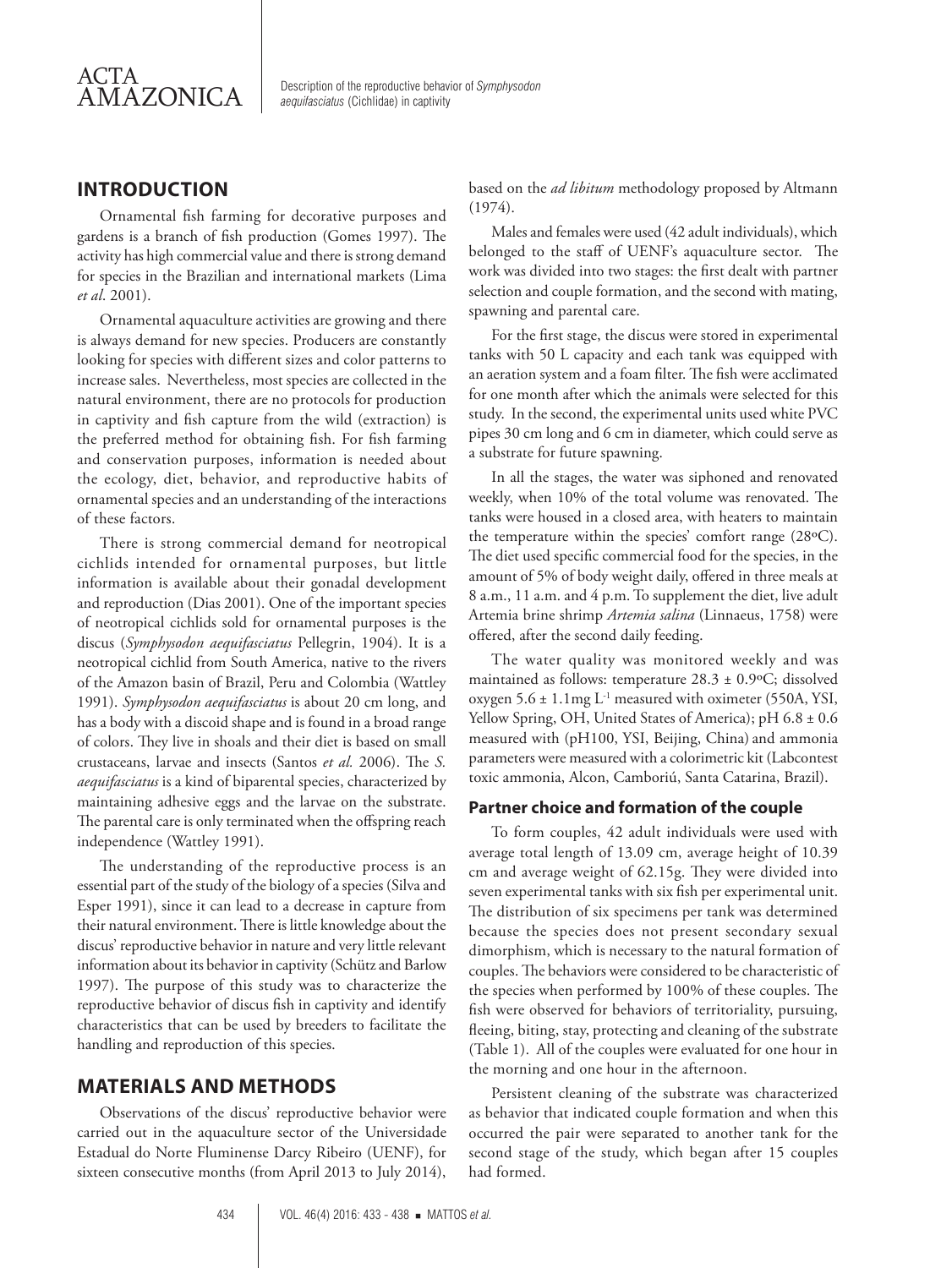## INTRODUCTION

Ornamental fish farming for decorative purposes and gardens is a branch of fish production (Gomes 1997). The activity has high commercial value and there is strong demand for species in the Brazilian and international markets (Lima *et al*. 2001).

Ornamental aquaculture activities are growing and there is always demand for new species. Producers are constantly looking for species with different sizes and color patterns to increase sales. Nevertheless, most species are collected in the natural environment, there are no protocols for production in captivity and fish capture from the wild (extraction) is the preferred method for obtaining fish. For fish farming and conservation purposes, information is needed about the ecology, diet, behavior, and reproductive habits of ornamental species and an understanding of the interactions of these factors.

There is strong commercial demand for neotropical cichlids intended for ornamental purposes, but little information is available about their gonadal development and reproduction (Dias 2001). One of the important species of neotropical cichlids sold for ornamental purposes is the discus (*Symphysodon aequifasciatus* Pellegrin, 1904). It is a neotropical cichlid from South America, native to the rivers of the Amazon basin of Brazil, Peru and Colombia (Wattley 1991). *Symphysodon aequifasciatus* is about 20 cm long, and has a body with a discoid shape and is found in a broad range of colors. They live in shoals and their diet is based on small crustaceans, larvae and insects (Santos *et al.* 2006). The *S. aequifasciatus* is a kind of biparental species, characterized by maintaining adhesive eggs and the larvae on the substrate. The parental care is only terminated when the offspring reach independence (Wattley 1991).

The understanding of the reproductive process is an essential part of the study of the biology of a species (Silva and Esper 1991), since it can lead to a decrease in capture from their natural environment. There is little knowledge about the discus' reproductive behavior in nature and very little relevant information about its behavior in captivity (Schütz and Barlow 1997). The purpose of this study was to characterize the reproductive behavior of discus fish in captivity and identify characteristics that can be used by breeders to facilitate the handling and reproduction of this species.

## MATERIALS AND METHODS

Observations of the discus' reproductive behavior were carried out in the aquaculture sector of the Universidade Estadual do Norte Fluminense Darcy Ribeiro (UENF), for sixteen consecutive months (from April 2013 to July 2014), based on the *ad libitum* methodology proposed by Altmann (1974).

Males and females were used (42 adult individuals), which belonged to the staff of UENF's aquaculture sector. The work was divided into two stages: the first dealt with partner selection and couple formation, and the second with mating, spawning and parental care.

For the first stage, the discus were stored in experimental tanks with 50 L capacity and each tank was equipped with an aeration system and a foam filter. The fish were acclimated for one month after which the animals were selected for this study. In the second, the experimental units used white PVC pipes 30 cm long and 6 cm in diameter, which could serve as a substrate for future spawning.

In all the stages, the water was siphoned and renovated weekly, when 10% of the total volume was renovated. The tanks were housed in a closed area, with heaters to maintain the temperature within the species' comfort range (28ºC). The diet used specific commercial food for the species, in the amount of 5% of body weight daily, offered in three meals at 8 a.m., 11 a.m. and 4 p.m. To supplement the diet, live adult Artemia brine shrimp *Artemia salina* (Linnaeus, 1758) were offered, after the second daily feeding.

The water quality was monitored weekly and was maintained as follows: temperature 28.3 ± 0.9ºC; dissolved oxygen 5.6 ± 1.1mg $L^{-1}$ measured with oximeter (550A, YSI, Yellow Spring, OH, United States of America); pH 6.8 ± 0.6 measured with (pH100, YSI, Beijing, China) and ammonia parameters were measured with a colorimetric kit (Labcontest toxic ammonia, Alcon, Camboriú, Santa Catarina, Brazil).

### Partner choice and formation of the couple

To form couples, 42 adult individuals were used with average total length of 13.09 cm, average height of 10.39 cm and average weight of 62.15g. They were divided into seven experimental tanks with six fish per experimental unit. The distribution of six specimens per tank was determined because the species does not present secondary sexual dimorphism, which is necessary to the natural formation of couples. The behaviors were considered to be characteristic of the species when performed by 100% of these couples. The fish were observed for behaviors of territoriality, pursuing, fleeing, biting, stay, protecting and cleaning of the substrate (Table 1). All of the couples were evaluated for one hour in the morning and one hour in the afternoon.

Persistent cleaning of the substrate was characterized as behavior that indicated couple formation and when this occurred the pair were separated to another tank for the second stage of the study, which began after 15 couples had formed.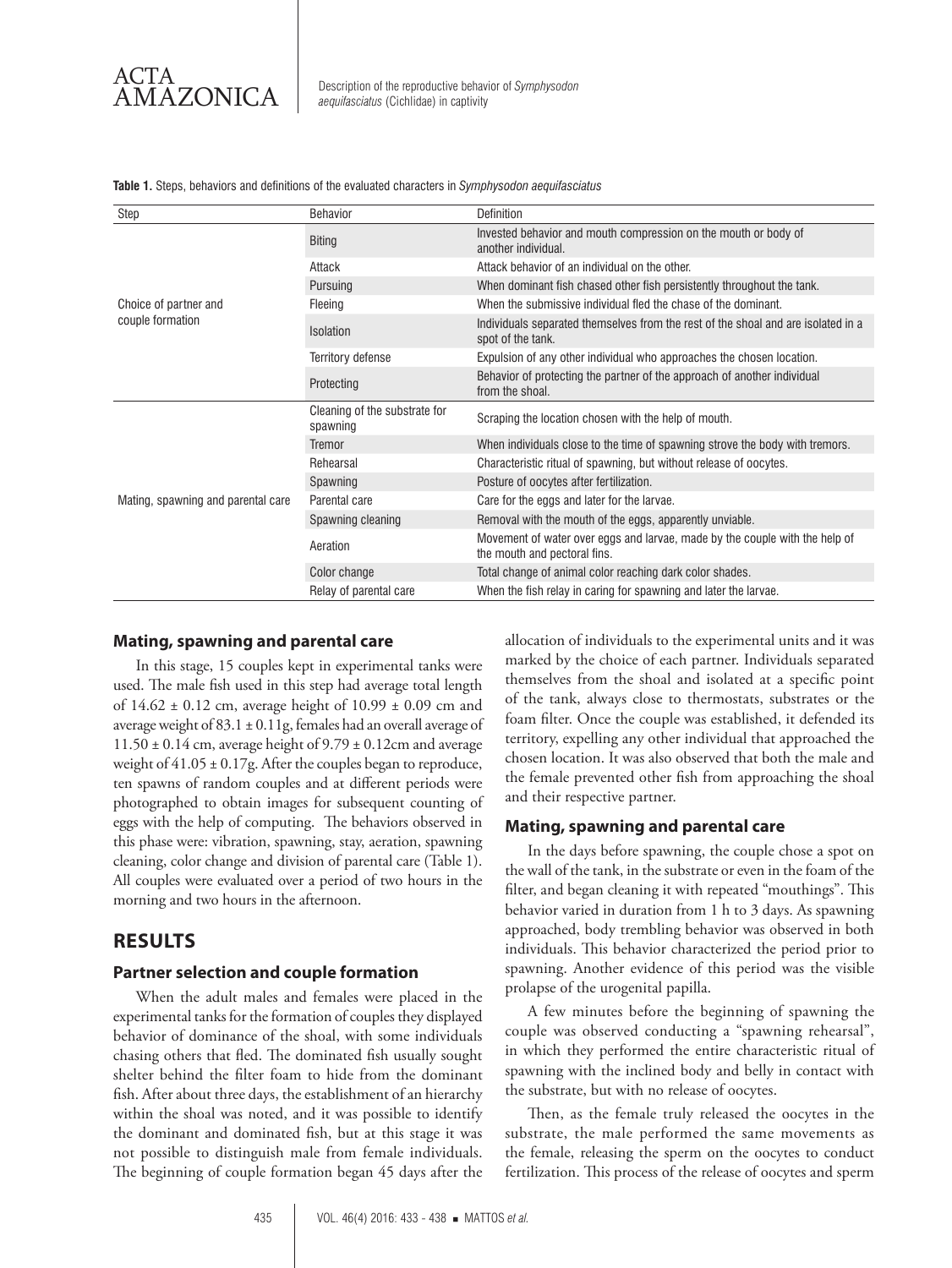**Table 1.** Steps, behaviors and definitions of the evaluated characters in *Symphysodon aequifasciatus*

| Step | Behavior | Definition |
|---|---|---|
| Choice of partner and couple formation | Biting | Invested behavior and mouth compression on the mouth or body of another individual. |
| | Attack | Attack behavior of an individual on the other. |
| | Pursuing | When dominant fish chased other fish persistently throughout the tank. |
| | Fleeing | When the submissive individual fled the chase of the dominant. |
| | Isolation | Individuals separated themselves from the rest of the shoal and are isolated in a spot of the tank. |
| | Territory defense | Expulsion of any other individual who approaches the chosen location. |
| | Protecting | Behavior of protecting the partner of the approach of another individual from the shoal. |
| Mating, spawning and parental care | Cleaning of the substrate for spawning | Scraping the location chosen with the help of mouth. |
| | Tremor | When individuals close to the time of spawning strove the body with tremors. |
| | Rehearsal | Characteristic ritual of spawning, but without release of oocytes. |
| | Spawning | Posture of oocytes after fertilization. |
| | Parental care | Care for the eggs and later for the larvae. |
| | Spawning cleaning | Removal with the mouth of the eggs, apparently unviable. |
| | Aeration | Movement of water over eggs and larvae, made by the couple with the help of the mouth and pectoral fins. |
| | Color change | Total change of animal color reaching dark color shades. |
| | Relay of parental care | When the fish relay in caring for spawning and later the larvae. |

### Mating, spawning and parental care

In this stage, 15 couples kept in experimental tanks were used. The male fish used in this step had average total length of 14.62 ± 0.12 cm, average height of 10.99 ± 0.09 cm and average weight of 83.1 ± 0.11g, females had an overall average of 11.50 ± 0.14 cm, average height of 9.79 ± 0.12cm and average weight of 41.05 ± 0.17g. After the couples began to reproduce, ten spawns of random couples and at different periods were photographed to obtain images for subsequent counting of eggs with the help of computing. The behaviors observed in this phase were: vibration, spawning, stay, aeration, spawning cleaning, color change and division of parental care (Table 1). All couples were evaluated over a period of two hours in the morning and two hours in the afternoon.

## RESULTS

### Partner selection and couple formation

When the adult males and females were placed in the experimental tanks for the formation of couples they displayed behavior of dominance of the shoal, with some individuals chasing others that fled. The dominated fish usually sought shelter behind the filter foam to hide from the dominant fish. After about three days, the establishment of an hierarchy within the shoal was noted, and it was possible to identify the dominant and dominated fish, but at this stage it was not possible to distinguish male from female individuals. The beginning of couple formation began 45 days after the allocation of individuals to the experimental units and it was marked by the choice of each partner. Individuals separated themselves from the shoal and isolated at a specific point of the tank, always close to thermostats, substrates or the foam filter. Once the couple was established, it defended its territory, expelling any other individual that approached the chosen location. It was also observed that both the male and the female prevented other fish from approaching the shoal and their respective partner.

### Mating, spawning and parental care

In the days before spawning, the couple chose a spot on the wall of the tank, in the substrate or even in the foam of the filter, and began cleaning it with repeated "mouthings". This behavior varied in duration from 1 h to 3 days. As spawning approached, body trembling behavior was observed in both individuals. This behavior characterized the period prior to spawning. Another evidence of this period was the visible prolapse of the urogenital papilla.

A few minutes before the beginning of spawning the couple was observed conducting a "spawning rehearsal", in which they performed the entire characteristic ritual of spawning with the inclined body and belly in contact with the substrate, but with no release of oocytes.

Then, as the female truly released the oocytes in the substrate, the male performed the same movements as the female, releasing the sperm on the oocytes to conduct fertilization. This process of the release of oocytes and sperm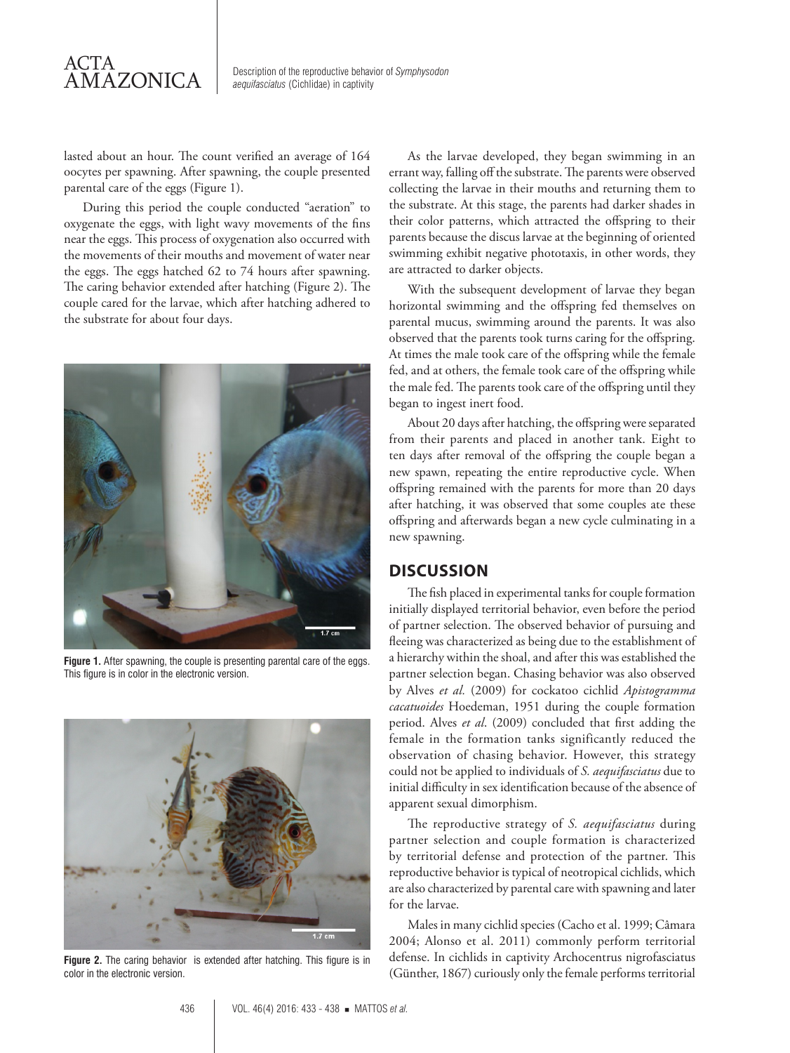lasted about an hour. The count verified an average of 164 oocytes per spawning. After spawning, the couple presented parental care of the eggs (Figure 1).

During this period the couple conducted "aeration" to oxygenate the eggs, with light wavy movements of the fins near the eggs. This process of oxygenation also occurred with the movements of their mouths and movement of water near the eggs. The eggs hatched 62 to 74 hours after spawning. The caring behavior extended after hatching (Figure 2). The couple cared for the larvae, which after hatching adhered to the substrate for about four days.

**Figure 1.** After spawning, the couple is presenting parental care of the eggs. This figure is in color in the electronic version.

**Figure 2.** The caring behavior is extended after hatching. This figure is in color in the electronic version.

As the larvae developed, they began swimming in an errant way, falling off the substrate. The parents were observed collecting the larvae in their mouths and returning them to the substrate. At this stage, the parents had darker shades in their color patterns, which attracted the offspring to their parents because the discus larvae at the beginning of oriented swimming exhibit negative phototaxis, in other words, they are attracted to darker objects.

With the subsequent development of larvae they began horizontal swimming and the offspring fed themselves on parental mucus, swimming around the parents. It was also observed that the parents took turns caring for the offspring. At times the male took care of the offspring while the female fed, and at others, the female took care of the offspring while the male fed. The parents took care of the offspring until they began to ingest inert food.

About 20 days after hatching, the offspring were separated from their parents and placed in another tank. Eight to ten days after removal of the offspring the couple began a new spawn, repeating the entire reproductive cycle. When offspring remained with the parents for more than 20 days after hatching, it was observed that some couples ate these offspring and afterwards began a new cycle culminating in a new spawning.

## DISCUSSION

The fish placed in experimental tanks for couple formation initially displayed territorial behavior, even before the period of partner selection. The observed behavior of pursuing and fleeing was characterized as being due to the establishment of a hierarchy within the shoal, and after this was established the partner selection began. Chasing behavior was also observed by Alves *et al.* (2009) for cockatoo cichlid *Apistogramma cacatuoides* Hoedeman, 1951 during the couple formation period. Alves *et al.* (2009) concluded that first adding the female in the formation tanks significantly reduced the observation of chasing behavior. However, this strategy could not be applied to individuals of *S. aequifasciatus* due to initial difficulty in sex identification because of the absence of apparent sexual dimorphism.

The reproductive strategy of *S. aequifasciatus* during partner selection and couple formation is characterized by territorial defense and protection of the partner. This reproductive behavior is typical of neotropical cichlids, which are also characterized by parental care with spawning and later for the larvae.

Males in many cichlid species (Cacho et al. 1999; Câmara 2004; Alonso et al. 2011) commonly perform territorial defense. In cichlids in captivity Archocentrus nigrofasciatus (Günther, 1867) curiously only the female performs territorial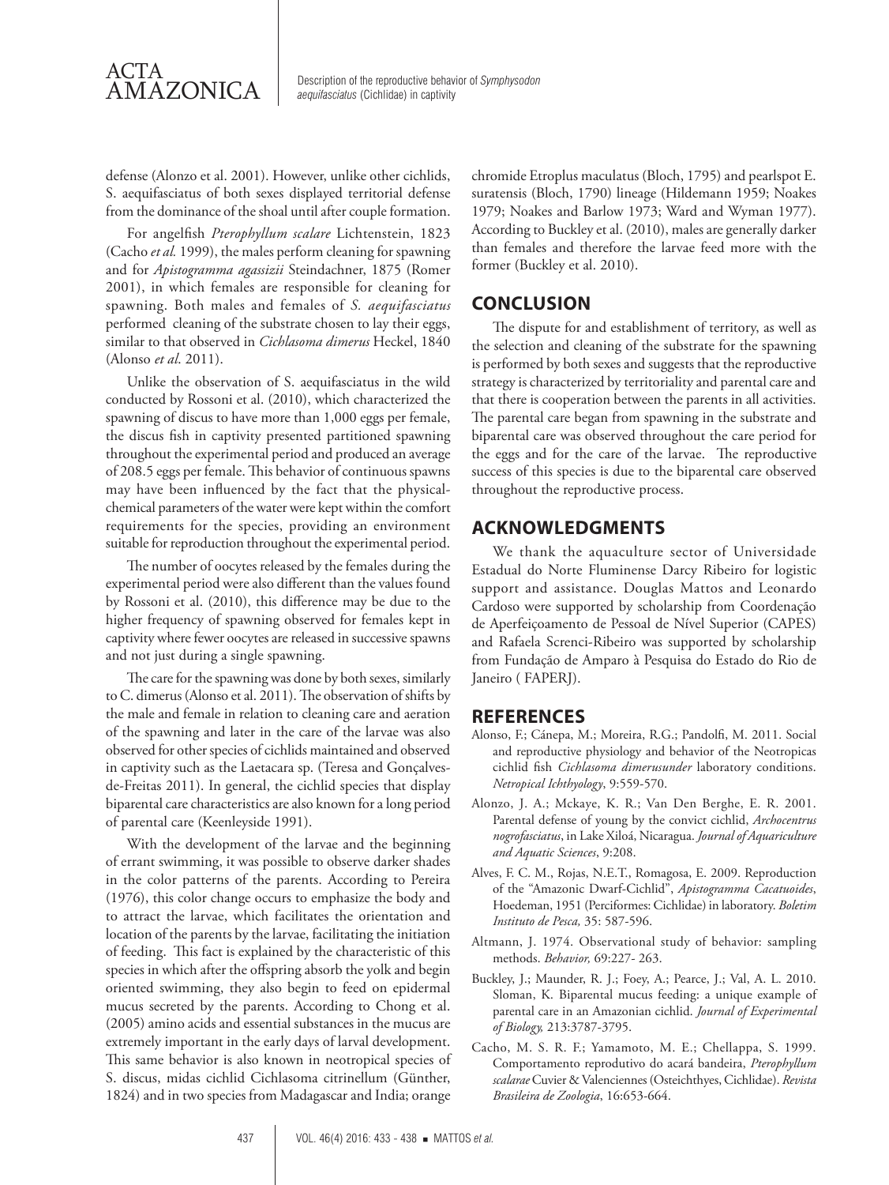defense (Alonzo et al. 2001). However, unlike other cichlids, S. aequifasciatus of both sexes displayed territorial defense from the dominance of the shoal until after couple formation.

For angelfish *Pterophyllum scalare* Lichtenstein, 1823 (Cacho *et al.* 1999), the males perform cleaning for spawning and for *Apistogramma agassizii* Steindachner, 1875 (Romer 2001), in which females are responsible for cleaning for spawning. Both males and females of *S. aequifasciatus* performed cleaning of the substrate chosen to lay their eggs, similar to that observed in *Cichlasoma dimerus* Heckel, 1840 (Alonso *et al.* 2011).

Unlike the observation of S. aequifasciatus in the wild conducted by Rossoni et al. (2010), which characterized the spawning of discus to have more than 1,000 eggs per female, the discus fish in captivity presented partitioned spawning throughout the experimental period and produced an average of 208.5 eggs per female. This behavior of continuous spawns may have been influenced by the fact that the physical-chemical parameters of the water were kept within the comfort requirements for the species, providing an environment suitable for reproduction throughout the experimental period.

The number of oocytes released by the females during the experimental period were also different than the values found by Rossoni et al. (2010), this difference may be due to the higher frequency of spawning observed for females kept in captivity where fewer oocytes are released in successive spawns and not just during a single spawning.

The care for the spawning was done by both sexes, similarly to C. dimerus (Alonso et al. 2011). The observation of shifts by the male and female in relation to cleaning care and aeration of the spawning and later in the care of the larvae was also observed for other species of cichlids maintained and observed in captivity such as the Laetacara sp. (Teresa and Gonçalves-de-Freitas 2011). In general, the cichlid species that display biparental care characteristics are also known for a long period of parental care (Keenleyside 1991).

With the development of the larvae and the beginning of errant swimming, it was possible to observe darker shades in the color patterns of the parents. According to Pereira (1976), this color change occurs to emphasize the body and to attract the larvae, which facilitates the orientation and location of the parents by the larvae, facilitating the initiation of feeding. This fact is explained by the characteristic of this species in which after the offspring absorb the yolk and begin oriented swimming, they also begin to feed on epidermal mucus secreted by the parents. According to Chong et al. (2005) amino acids and essential substances in the mucus are extremely important in the early days of larval development. This same behavior is also known in neotropical species of S. discus, midas cichlid Cichlasoma citrinellum (Günther, 1824) and in two species from Madagascar and India; orange chromide Etroplus maculatus (Bloch, 1795) and pearlspot E. suratensis (Bloch, 1790) lineage (Hildemann 1959; Noakes 1979; Noakes and Barlow 1973; Ward and Wyman 1977). According to Buckley et al. (2010), males are generally darker than females and therefore the larvae feed more with the former (Buckley et al. 2010).

## CONCLUSION

The dispute for and establishment of territory, as well as the selection and cleaning of the substrate for the spawning is performed by both sexes and suggests that the reproductive strategy is characterized by territoriality and parental care and that there is cooperation between the parents in all activities. The parental care began from spawning in the substrate and biparental care was observed throughout the care period for the eggs and for the care of the larvae. The reproductive success of this species is due to the biparental care observed throughout the reproductive process.

## ACKNOWLEDGMENTS

We thank the aquaculture sector of Universidade Estadual do Norte Fluminense Darcy Ribeiro for logistic support and assistance. Douglas Mattos and Leonardo Cardoso were supported by scholarship from Coordenação de Aperfeiçoamento de Pessoal de Nível Superior (CAPES) and Rafaela Screnci-Ribeiro was supported by scholarship from Fundação de Amparo à Pesquisa do Estado do Rio de Janeiro ( FAPERJ).

## REFERENCES

Alonso, F.; Cánepa, M.; Moreira, R.G.; Pandolfi, M. 2011. Social and reproductive physiology and behavior of the Neotropicas cichlid fish *Cichlasoma dimerusunder* laboratory conditions. *Netropical Ichthyology*, 9:559-570.

Alonzo, J. A.; Mckaye, K. R.; Van Den Berghe, E. R. 2001. Parental defense of young by the convict cichlid, *Archocentrus nogrofasciatus*, in Lake Xiloá, Nicaragua. *Journal of Aquariculture and Aquatic Sciences*, 9:208.

Alves, F. C. M., Rojas, N.E.T., Romagosa, E. 2009. Reproduction of the "Amazonic Dwarf-Cichlid", *Apistogramma Cacatuoides*, Hoedeman, 1951 (Perciformes: Cichlidae) in laboratory. *Boletim Instituto de Pesca,* 35: 587-596.

Altmann, J. 1974. Observational study of behavior: sampling methods. *Behavior,* 69:227- 263.

Buckley, J.; Maunder, R. J.; Foey, A.; Pearce, J.; Val, A. L. 2010. Sloman, K. Biparental mucus feeding: a unique example of parental care in an Amazonian cichlid. *Journal of Experimental of Biology,* 213:3787-3795.

Cacho, M. S. R. F.; Yamamoto, M. E.; Chellappa, S. 1999. Comportamento reprodutivo do acará bandeira, *Pterophyllum scalarae* Cuvier & Valenciennes (Osteichthyes, Cichlidae). *Revista Brasileira de Zoologia*, 16:653-664.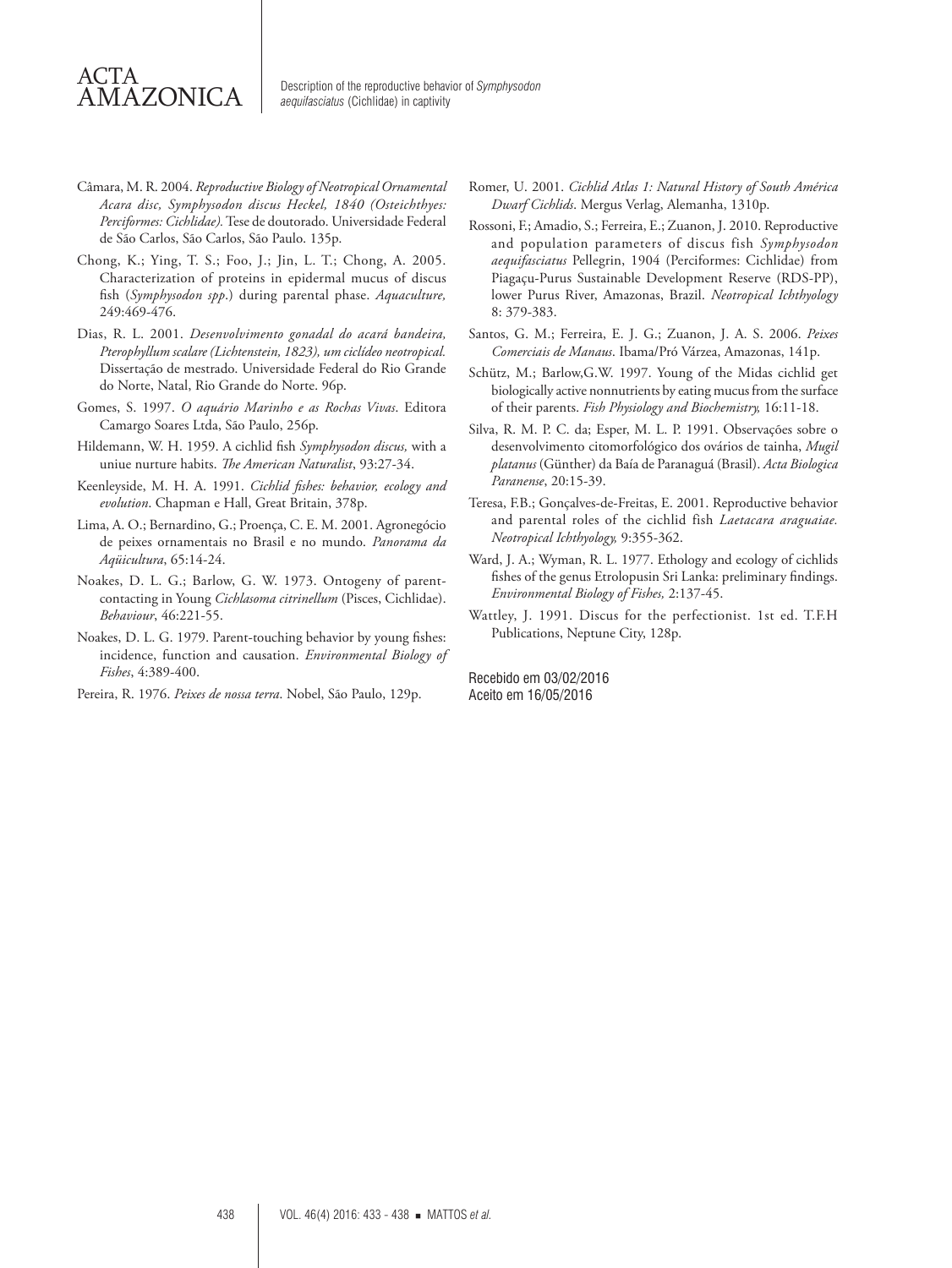Câmara, M. R. 2004. *Reproductive Biology of Neotropical Ornamental Acara disc, Symphysodon discus Heckel, 1840 (Osteichthyes: Perciformes: Cichlidae).* Tese de doutorado. Universidade Federal de São Carlos, São Carlos, São Paulo. 135p.

Chong, K.; Ying, T. S.; Foo, J.; Jin, L. T.; Chong, A. 2005. Characterization of proteins in epidermal mucus of discus fish (*Symphysodon spp*.) during parental phase. *Aquaculture,* 249:469-476.

Dias, R. L. 2001. *Desenvolvimento gonadal do acará bandeira, Pterophyllum scalare (Lichtenstein, 1823), um ciclídeo neotropical.* Dissertação de mestrado. Universidade Federal do Rio Grande do Norte, Natal, Rio Grande do Norte. 96p.

Gomes, S. 1997. *O aquário Marinho e as Rochas Vivas*. Editora Camargo Soares Ltda, São Paulo, 256p.

Hildemann, W. H. 1959. A cichlid fish *Symphysodon discus,* with a uniue nurture habits. *The American Naturalist*, 93:27-34.

Keenleyside, M. H. A. 1991. *Cichlid fishes: behavior, ecology and evolution*. Chapman e Hall, Great Britain, 378p.

Lima, A. O.; Bernardino, G.; Proença, C. E. M. 2001. Agronegócio de peixes ornamentais no Brasil e no mundo. *Panorama da Aqüicultura*, 65:14-24.

Noakes, D. L. G.; Barlow, G. W. 1973. Ontogeny of parent-contacting in Young *Cichlasoma citrinellum* (Pisces, Cichlidae). *Behaviour*, 46:221-55.

Noakes, D. L. G. 1979. Parent-touching behavior by young fishes: incidence, function and causation. *Environmental Biology of Fishes*, 4:389-400.

Pereira, R. 1976. *Peixes de nossa terra*. Nobel, São Paulo, 129p.

Romer, U. 2001. *Cichlid Atlas 1: Natural History of South América Dwarf Cichlids*. Mergus Verlag, Alemanha, 1310p.

Rossoni, F.; Amadio, S.; Ferreira, E.; Zuanon, J. 2010. Reproductive and population parameters of discus fish *Symphysodon aequifasciatus* Pellegrin, 1904 (Perciformes: Cichlidae) from Piagaçu-Purus Sustainable Development Reserve (RDS-PP), lower Purus River, Amazonas, Brazil. *Neotropical Ichthyology* 8: 379-383.

Santos, G. M.; Ferreira, E. J. G.; Zuanon, J. A. S. 2006. *Peixes Comerciais de Manaus*. Ibama/Pró Várzea, Amazonas, 141p.

Schütz, M.; Barlow,G.W. 1997. Young of the Midas cichlid get biologically active nonnutrients by eating mucus from the surface of their parents. *Fish Physiology and Biochemistry,* 16:11-18.

Silva, R. M. P. C. da; Esper, M. L. P. 1991. Observações sobre o desenvolvimento citomorfológico dos ovários de tainha, *Mugil platanus* (Günther) da Baía de Paranaguá (Brasil). *Acta Biologica Paranense*, 20:15-39.

Teresa, F.B.; Gonçalves-de-Freitas, E. 2001. Reproductive behavior and parental roles of the cichlid fish *Laetacara araguaiae. Neotropical Ichthyology,* 9:355-362.

Ward, J. A.; Wyman, R. L. 1977. Ethology and ecology of cichlids fishes of the genus Etrolopusin Sri Lanka: preliminary findings. *Environmental Biology of Fishes,* 2:137-45.

Wattley, J. 1991. Discus for the perfectionist. 1st ed. T.F.H Publications, Neptune City, 128p.

Recebido em 03/02/2016
Aceito em 16/05/2016